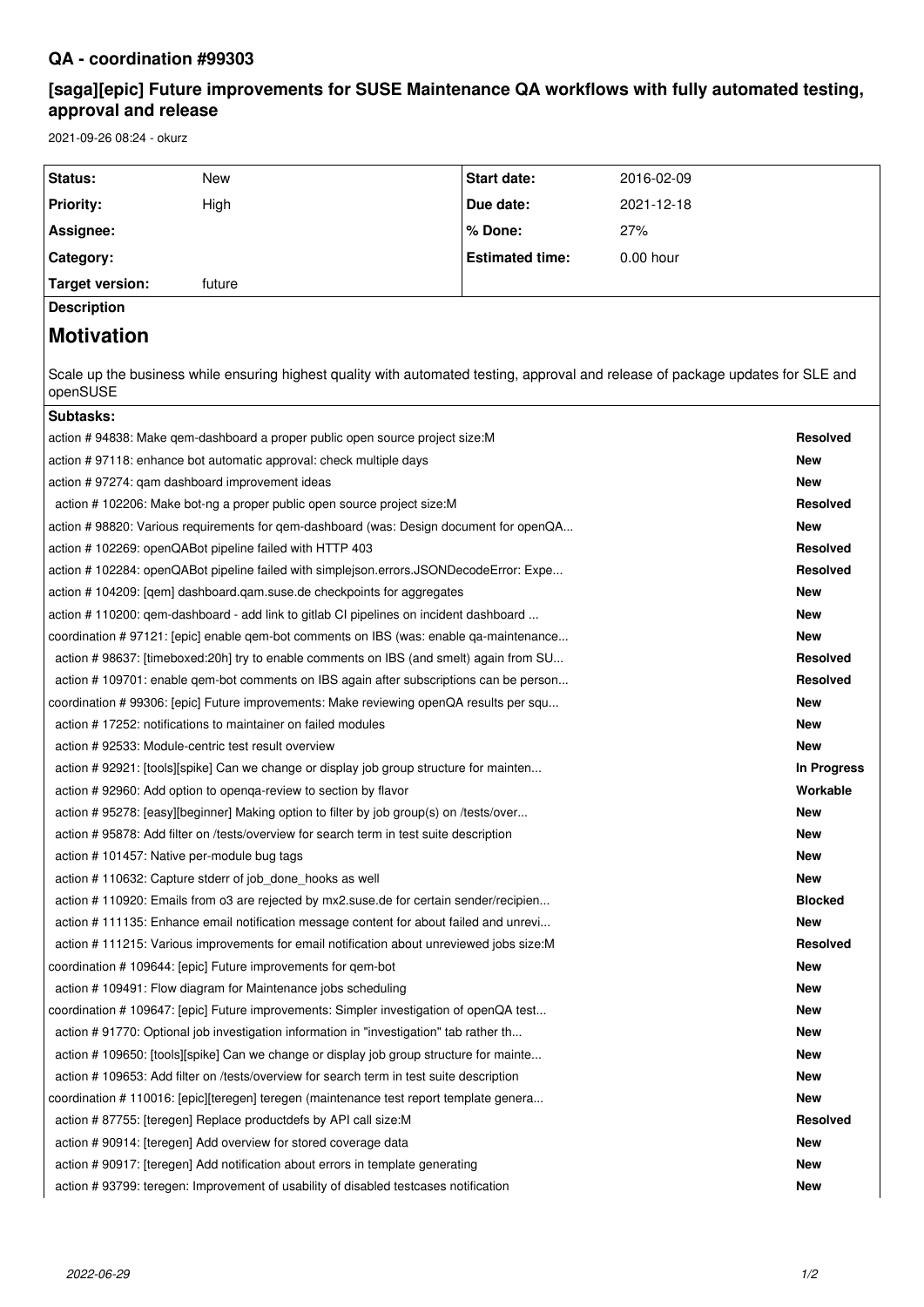# QA - coordination #99303

## [saga][epic] Future improvements for SUSE Maintenance QA workflows with fully automated testing, approval and release

2021-09-26 08:24 - okurz

| Status: | New | Start date: | 2016-02-09 |
|---|---|---|---|
| Priority: | High | Due date: | 2021-12-18 |
| Assignee: | | % Done: | 27% |
| Category: | | Estimated time: | 0.00 hour |
| Target version: | future | | |

**Description**

# Motivation

Scale up the business while ensuring highest quality with automated testing, approval and release of package updates for SLE and openSUSE

**Subtasks:**

| Subtask | Status |
|---|---|
| action # 94838: Make qem-dashboard a proper public open source project size:M | **Resolved** |
| action # 97118: enhance bot automatic approval: check multiple days | **New** |
| action # 97274: qam dashboard improvement ideas | **New** |
| action # 102206: Make bot-ng a proper public open source project size:M | **Resolved** |
| action # 98820: Various requirements for qem-dashboard (was: Design document for openQA... | **New** |
| action # 102269: openQABot pipeline failed with HTTP 403 | **Resolved** |
| action # 102284: openQABot pipeline failed with simplejson.errors.JSONDecodeError: Expe... | **Resolved** |
| action # 104209: [qem] dashboard.qam.suse.de checkpoints for aggregates | **New** |
| action # 110200: qem-dashboard - add link to gitlab CI pipelines on incident dashboard ... | **New** |
| coordination # 97121: [epic] enable qem-bot comments on IBS (was: enable qa-maintenance... | **New** |
| action # 98637: [timeboxed:20h] try to enable comments on IBS (and smelt) again from SU... | **Resolved** |
| action # 109701: enable qem-bot comments on IBS again after subscriptions can be person... | **Resolved** |
| coordination # 99306: [epic] Future improvements: Make reviewing openQA results per squ... | **New** |
| action # 17252: notifications to maintainer on failed modules | **New** |
| action # 92533: Module-centric test result overview | **New** |
| action # 92921: [tools][spike] Can we change or display job group structure for mainten... | **In Progress** |
| action # 92960: Add option to openqa-review to section by flavor | **Workable** |
| action # 95278: [easy][beginner] Making option to filter by job group(s) on /tests/over... | **New** |
| action # 95878: Add filter on /tests/overview for search term in test suite description | **New** |
| action # 101457: Native per-module bug tags | **New** |
| action # 110632: Capture stderr of job_done_hooks as well | **New** |
| action # 110920: Emails from o3 are rejected by mx2.suse.de for certain sender/recipien... | **Blocked** |
| action # 111135: Enhance email notification message content for about failed and unrevi... | **New** |
| action # 111215: Various improvements for email notification about unreviewed jobs size:M | **Resolved** |
| coordination # 109644: [epic] Future improvements for qem-bot | **New** |
| action # 109491: Flow diagram for Maintenance jobs scheduling | **New** |
| coordination # 109647: [epic] Future improvements: Simpler investigation of openQA test... | **New** |
| action # 91770: Optional job investigation information in "investigation" tab rather th... | **New** |
| action # 109650: [tools][spike] Can we change or display job group structure for mainte... | **New** |
| action # 109653: Add filter on /tests/overview for search term in test suite description | **New** |
| coordination # 110016: [epic][teregen] teregen (maintenance test report template genera... | **New** |
| action # 87755: [teregen] Replace productdefs by API call size:M | **Resolved** |
| action # 90914: [teregen] Add overview for stored coverage data | **New** |
| action # 90917: [teregen] Add notification about errors in template generating | **New** |
| action # 93799: teregen: Improvement of usability of disabled testcases notification | **New** |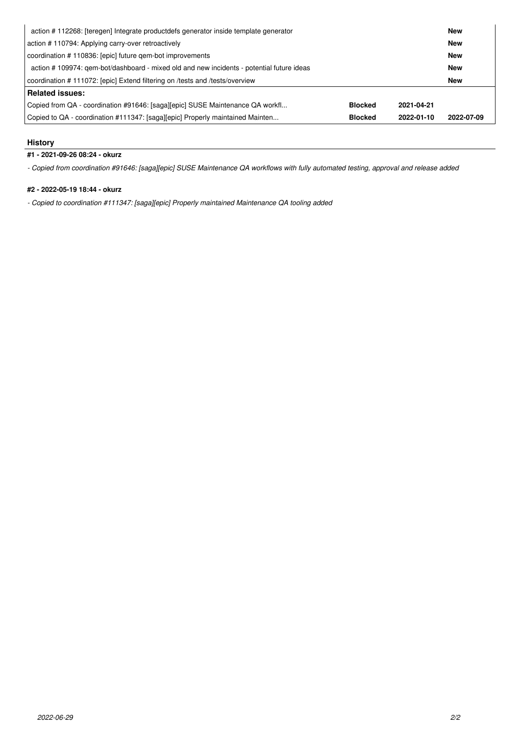| | | | |
|---|---|---|---|
| action # 112268: [teregen] Integrate productdefs generator inside template generator | | | New |
| action # 110794: Applying carry-over retroactively | | | New |
| coordination # 110836: [epic] future qem-bot improvements | | | New |
| action # 109974: qem-bot/dashboard - mixed old and new incidents - potential future ideas | | | New |
| coordination # 111072: [epic] Extend filtering on /tests and /tests/overview | | | New |
| **Related issues:** | | | |
| Copied from QA - coordination #91646: [saga][epic] SUSE Maintenance QA workfl... | Blocked | 2021-04-21 | |
| Copied to QA - coordination #111347: [saga][epic] Properly maintained Mainten... | Blocked | 2022-01-10 | 2022-07-09 |

## History

### #1 - 2021-09-26 08:24 - okurz

*- Copied from coordination #91646: [saga][epic] SUSE Maintenance QA workflows with fully automated testing, approval and release added*

### #2 - 2022-05-19 18:44 - okurz

*- Copied to coordination #111347: [saga][epic] Properly maintained Maintenance QA tooling added*